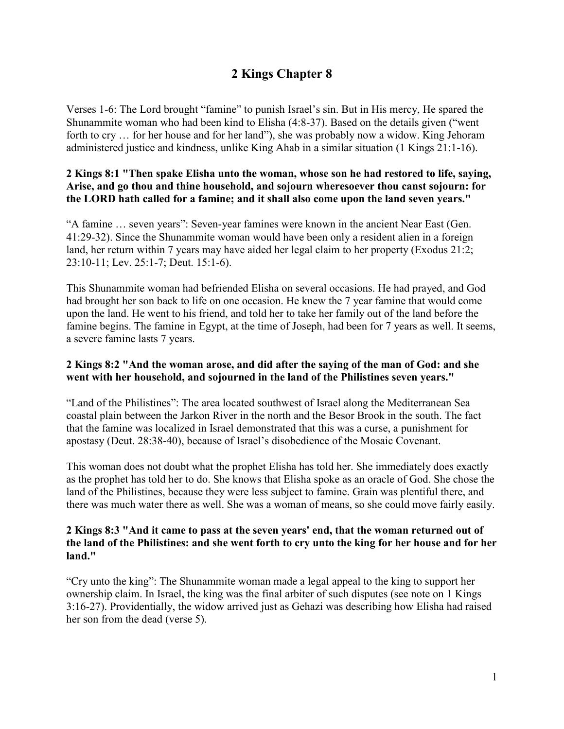# 2 Kings Chapter 8

Verses 1-6: The Lord brought "famine" to punish Israel's sin. But in His mercy, He spared the Shunammite woman who had been kind to Elisha (4:8-37). Based on the details given ("went forth to cry … for her house and for her land"), she was probably now a widow. King Jehoram administered justice and kindness, unlike King Ahab in a similar situation (1 Kings 21:1-16).

**2 Kings 8:1 "Then spake Elisha unto the woman, whose son he had restored to life, saying, Arise, and go thou and thine household, and sojourn wheresoever thou canst sojourn: for the LORD hath called for a famine; and it shall also come upon the land seven years."**

"A famine … seven years": Seven-year famines were known in the ancient Near East (Gen. 41:29-32). Since the Shunammite woman would have been only a resident alien in a foreign land, her return within 7 years may have aided her legal claim to her property (Exodus 21:2; 23:10-11; Lev. 25:1-7; Deut. 15:1-6).

This Shunammite woman had befriended Elisha on several occasions. He had prayed, and God had brought her son back to life on one occasion. He knew the 7 year famine that would come upon the land. He went to his friend, and told her to take her family out of the land before the famine begins. The famine in Egypt, at the time of Joseph, had been for 7 years as well. It seems, a severe famine lasts 7 years.

**2 Kings 8:2 "And the woman arose, and did after the saying of the man of God: and she went with her household, and sojourned in the land of the Philistines seven years."**

"Land of the Philistines": The area located southwest of Israel along the Mediterranean Sea coastal plain between the Jarkon River in the north and the Besor Brook in the south. The fact that the famine was localized in Israel demonstrated that this was a curse, a punishment for apostasy (Deut. 28:38-40), because of Israel's disobedience of the Mosaic Covenant.

This woman does not doubt what the prophet Elisha has told her. She immediately does exactly as the prophet has told her to do. She knows that Elisha spoke as an oracle of God. She chose the land of the Philistines, because they were less subject to famine. Grain was plentiful there, and there was much water there as well. She was a woman of means, so she could move fairly easily.

**2 Kings 8:3 "And it came to pass at the seven years' end, that the woman returned out of the land of the Philistines: and she went forth to cry unto the king for her house and for her land."**

"Cry unto the king": The Shunammite woman made a legal appeal to the king to support her ownership claim. In Israel, the king was the final arbiter of such disputes (see note on 1 Kings 3:16-27). Providentially, the widow arrived just as Gehazi was describing how Elisha had raised her son from the dead (verse 5).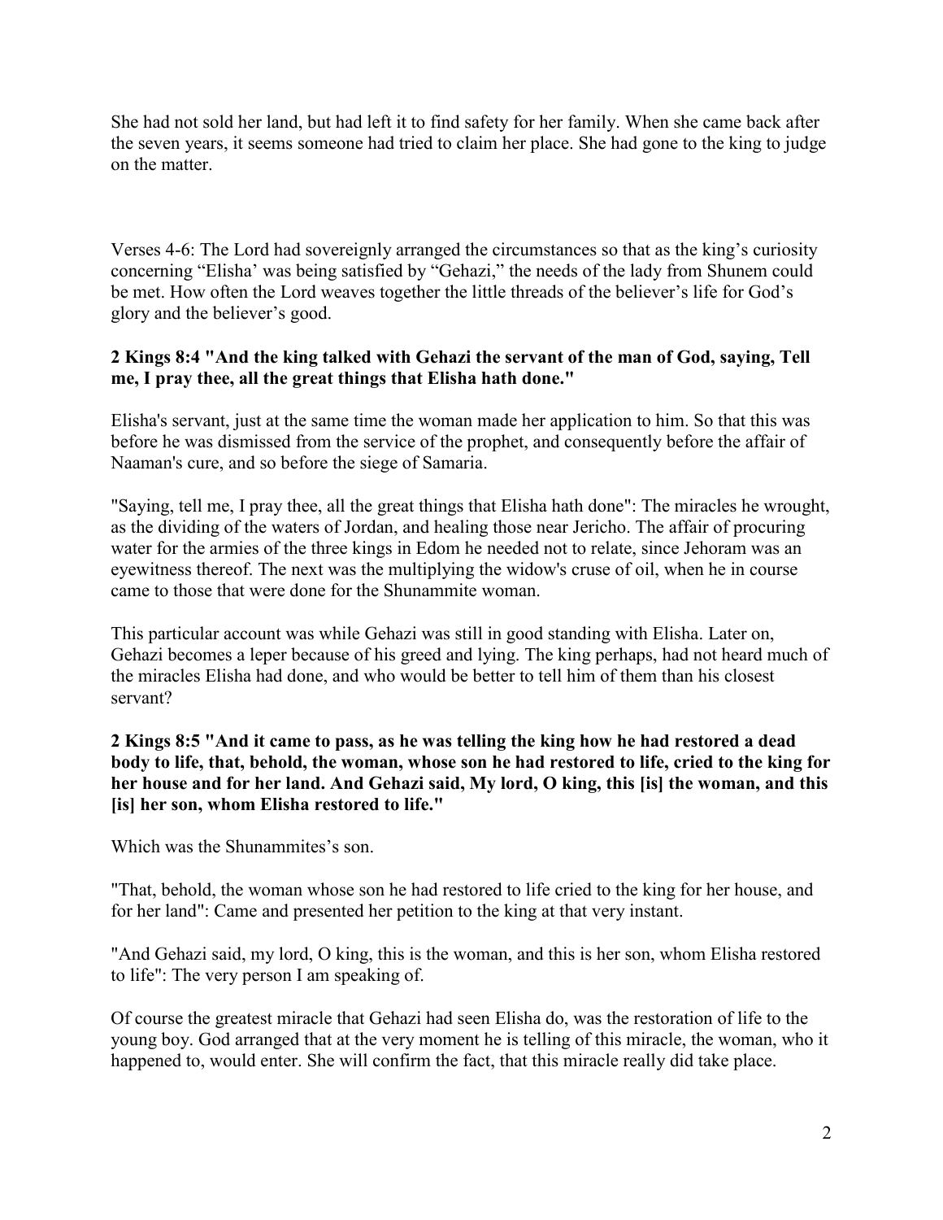She had not sold her land, but had left it to find safety for her family. When she came back after the seven years, it seems someone had tried to claim her place. She had gone to the king to judge on the matter.

Verses 4-6: The Lord had sovereignly arranged the circumstances so that as the king's curiosity concerning "Elisha' was being satisfied by "Gehazi," the needs of the lady from Shunem could be met. How often the Lord weaves together the little threads of the believer's life for God's glory and the believer's good.

**2 Kings 8:4 "And the king talked with Gehazi the servant of the man of God, saying, Tell me, I pray thee, all the great things that Elisha hath done."**

Elisha's servant, just at the same time the woman made her application to him. So that this was before he was dismissed from the service of the prophet, and consequently before the affair of Naaman's cure, and so before the siege of Samaria.

"Saying, tell me, I pray thee, all the great things that Elisha hath done": The miracles he wrought, as the dividing of the waters of Jordan, and healing those near Jericho. The affair of procuring water for the armies of the three kings in Edom he needed not to relate, since Jehoram was an eyewitness thereof. The next was the multiplying the widow's cruse of oil, when he in course came to those that were done for the Shunammite woman.

This particular account was while Gehazi was still in good standing with Elisha. Later on, Gehazi becomes a leper because of his greed and lying. The king perhaps, had not heard much of the miracles Elisha had done, and who would be better to tell him of them than his closest servant?

**2 Kings 8:5 "And it came to pass, as he was telling the king how he had restored a dead body to life, that, behold, the woman, whose son he had restored to life, cried to the king for her house and for her land. And Gehazi said, My lord, O king, this [is] the woman, and this [is] her son, whom Elisha restored to life."**

Which was the Shunammites's son.

"That, behold, the woman whose son he had restored to life cried to the king for her house, and for her land": Came and presented her petition to the king at that very instant.

"And Gehazi said, my lord, O king, this is the woman, and this is her son, whom Elisha restored to life": The very person I am speaking of.

Of course the greatest miracle that Gehazi had seen Elisha do, was the restoration of life to the young boy. God arranged that at the very moment he is telling of this miracle, the woman, who it happened to, would enter. She will confirm the fact, that this miracle really did take place.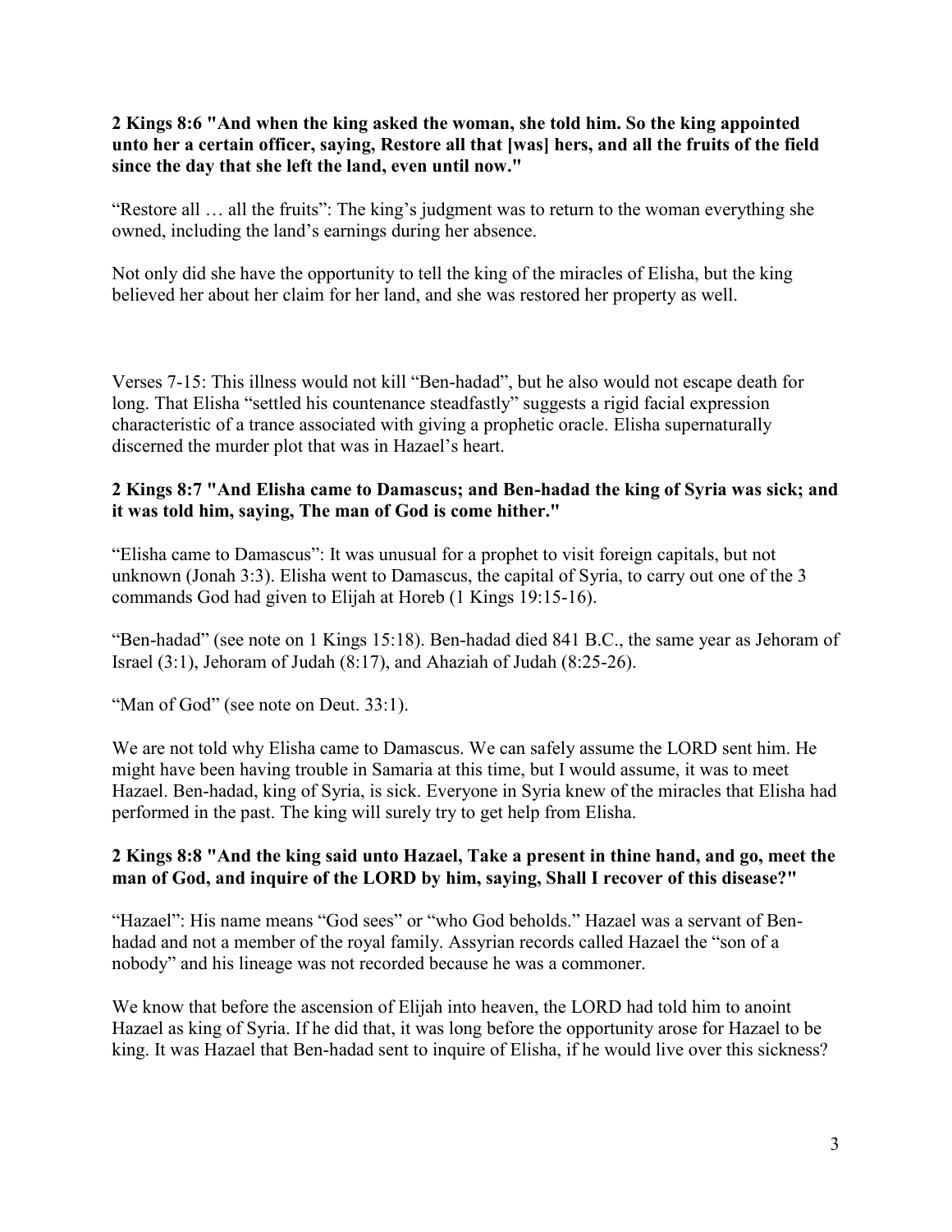**2 Kings 8:6 "And when the king asked the woman, she told him. So the king appointed unto her a certain officer, saying, Restore all that [was] hers, and all the fruits of the field since the day that she left the land, even until now."**

"Restore all … all the fruits": The king's judgment was to return to the woman everything she owned, including the land's earnings during her absence.

Not only did she have the opportunity to tell the king of the miracles of Elisha, but the king believed her about her claim for her land, and she was restored her property as well.

Verses 7-15: This illness would not kill "Ben-hadad", but he also would not escape death for long. That Elisha "settled his countenance steadfastly" suggests a rigid facial expression characteristic of a trance associated with giving a prophetic oracle. Elisha supernaturally discerned the murder plot that was in Hazael's heart.

**2 Kings 8:7 "And Elisha came to Damascus; and Ben-hadad the king of Syria was sick; and it was told him, saying, The man of God is come hither."**

"Elisha came to Damascus": It was unusual for a prophet to visit foreign capitals, but not unknown (Jonah 3:3). Elisha went to Damascus, the capital of Syria, to carry out one of the 3 commands God had given to Elijah at Horeb (1 Kings 19:15-16).

"Ben-hadad" (see note on 1 Kings 15:18). Ben-hadad died 841 B.C., the same year as Jehoram of Israel (3:1), Jehoram of Judah (8:17), and Ahaziah of Judah (8:25-26).

"Man of God" (see note on Deut. 33:1).

We are not told why Elisha came to Damascus. We can safely assume the LORD sent him. He might have been having trouble in Samaria at this time, but I would assume, it was to meet Hazael. Ben-hadad, king of Syria, is sick. Everyone in Syria knew of the miracles that Elisha had performed in the past. The king will surely try to get help from Elisha.

**2 Kings 8:8 "And the king said unto Hazael, Take a present in thine hand, and go, meet the man of God, and inquire of the LORD by him, saying, Shall I recover of this disease?"**

"Hazael": His name means "God sees" or "who God beholds." Hazael was a servant of Ben-hadad and not a member of the royal family. Assyrian records called Hazael the "son of a nobody" and his lineage was not recorded because he was a commoner.

We know that before the ascension of Elijah into heaven, the LORD had told him to anoint Hazael as king of Syria. If he did that, it was long before the opportunity arose for Hazael to be king. It was Hazael that Ben-hadad sent to inquire of Elisha, if he would live over this sickness?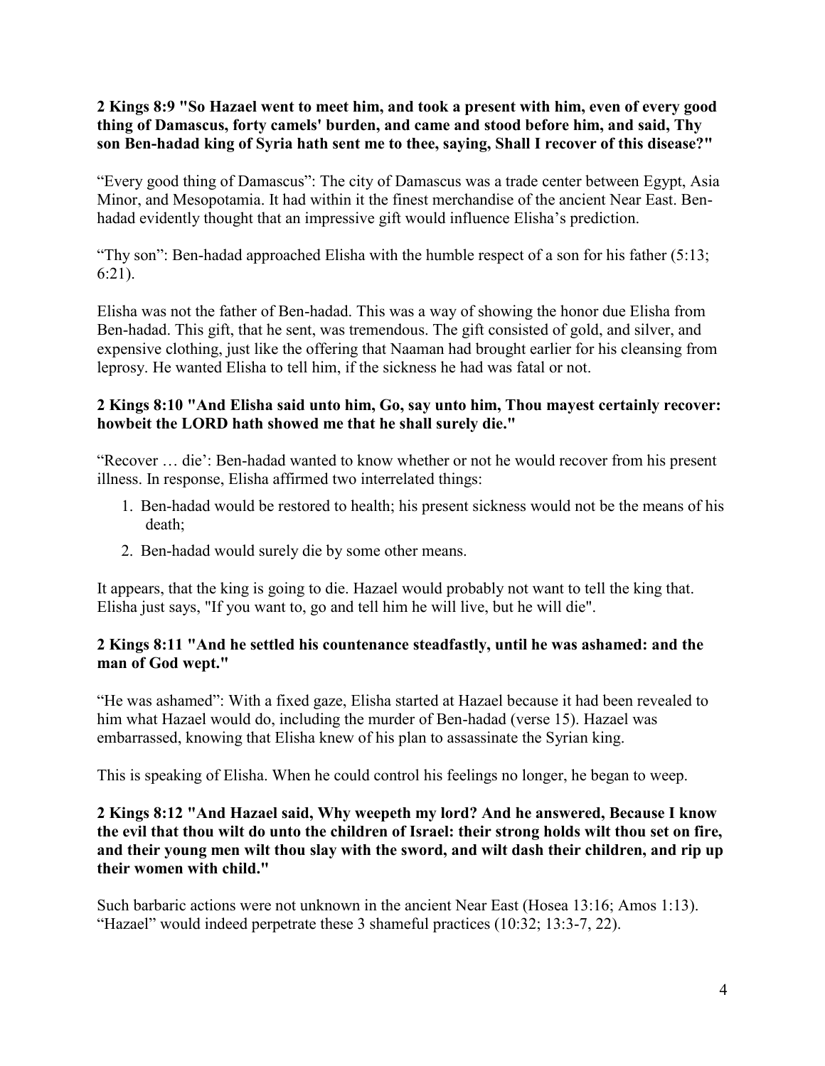**2 Kings 8:9 "So Hazael went to meet him, and took a present with him, even of every good thing of Damascus, forty camels' burden, and came and stood before him, and said, Thy son Ben-hadad king of Syria hath sent me to thee, saying, Shall I recover of this disease?"**

“Every good thing of Damascus”: The city of Damascus was a trade center between Egypt, Asia Minor, and Mesopotamia. It had within it the finest merchandise of the ancient Near East. Ben-hadad evidently thought that an impressive gift would influence Elisha’s prediction.

“Thy son”: Ben-hadad approached Elisha with the humble respect of a son for his father (5:13; 6:21).

Elisha was not the father of Ben-hadad. This was a way of showing the honor due Elisha from Ben-hadad. This gift, that he sent, was tremendous. The gift consisted of gold, and silver, and expensive clothing, just like the offering that Naaman had brought earlier for his cleansing from leprosy. He wanted Elisha to tell him, if the sickness he had was fatal or not.

**2 Kings 8:10 "And Elisha said unto him, Go, say unto him, Thou mayest certainly recover: howbeit the LORD hath showed me that he shall surely die."**

“Recover … die’: Ben-hadad wanted to know whether or not he would recover from his present illness. In response, Elisha affirmed two interrelated things:

1. Ben-hadad would be restored to health; his present sickness would not be the means of his death;
2. Ben-hadad would surely die by some other means.

It appears, that the king is going to die. Hazael would probably not want to tell the king that. Elisha just says, "If you want to, go and tell him he will live, but he will die".

**2 Kings 8:11 "And he settled his countenance steadfastly, until he was ashamed: and the man of God wept."**

“He was ashamed”: With a fixed gaze, Elisha started at Hazael because it had been revealed to him what Hazael would do, including the murder of Ben-hadad (verse 15). Hazael was embarrassed, knowing that Elisha knew of his plan to assassinate the Syrian king.

This is speaking of Elisha. When he could control his feelings no longer, he began to weep.

**2 Kings 8:12 "And Hazael said, Why weepeth my lord? And he answered, Because I know the evil that thou wilt do unto the children of Israel: their strong holds wilt thou set on fire, and their young men wilt thou slay with the sword, and wilt dash their children, and rip up their women with child."**

Such barbaric actions were not unknown in the ancient Near East (Hosea 13:16; Amos 1:13). “Hazael” would indeed perpetrate these 3 shameful practices (10:32; 13:3-7, 22).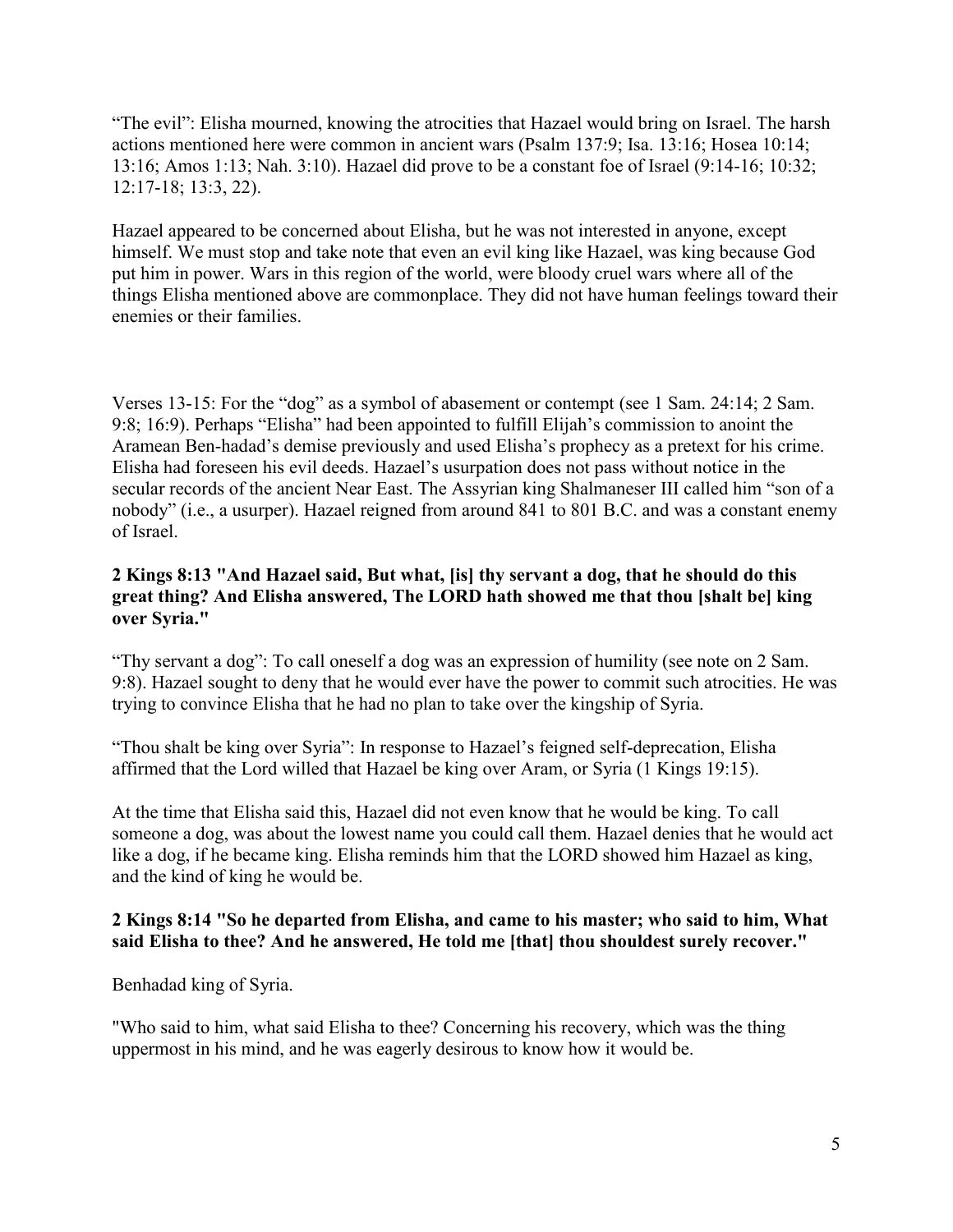"The evil": Elisha mourned, knowing the atrocities that Hazael would bring on Israel. The harsh actions mentioned here were common in ancient wars (Psalm 137:9; Isa. 13:16; Hosea 10:14; 13:16; Amos 1:13; Nah. 3:10). Hazael did prove to be a constant foe of Israel (9:14-16; 10:32; 12:17-18; 13:3, 22).

Hazael appeared to be concerned about Elisha, but he was not interested in anyone, except himself. We must stop and take note that even an evil king like Hazael, was king because God put him in power. Wars in this region of the world, were bloody cruel wars where all of the things Elisha mentioned above are commonplace. They did not have human feelings toward their enemies or their families.

Verses 13-15: For the "dog" as a symbol of abasement or contempt (see 1 Sam. 24:14; 2 Sam. 9:8; 16:9). Perhaps "Elisha" had been appointed to fulfill Elijah's commission to anoint the Aramean Ben-hadad's demise previously and used Elisha's prophecy as a pretext for his crime. Elisha had foreseen his evil deeds. Hazael's usurpation does not pass without notice in the secular records of the ancient Near East. The Assyrian king Shalmaneser III called him "son of a nobody" (i.e., a usurper). Hazael reigned from around 841 to 801 B.C. and was a constant enemy of Israel.

**2 Kings 8:13 "And Hazael said, But what, [is] thy servant a dog, that he should do this great thing? And Elisha answered, The LORD hath showed me that thou [shalt be] king over Syria."**

"Thy servant a dog": To call oneself a dog was an expression of humility (see note on 2 Sam. 9:8). Hazael sought to deny that he would ever have the power to commit such atrocities. He was trying to convince Elisha that he had no plan to take over the kingship of Syria.

"Thou shalt be king over Syria": In response to Hazael's feigned self-deprecation, Elisha affirmed that the Lord willed that Hazael be king over Aram, or Syria (1 Kings 19:15).

At the time that Elisha said this, Hazael did not even know that he would be king. To call someone a dog, was about the lowest name you could call them. Hazael denies that he would act like a dog, if he became king. Elisha reminds him that the LORD showed him Hazael as king, and the kind of king he would be.

**2 Kings 8:14 "So he departed from Elisha, and came to his master; who said to him, What said Elisha to thee? And he answered, He told me [that] thou shouldest surely recover."**

Benhadad king of Syria.

"Who said to him, what said Elisha to thee? Concerning his recovery, which was the thing uppermost in his mind, and he was eagerly desirous to know how it would be.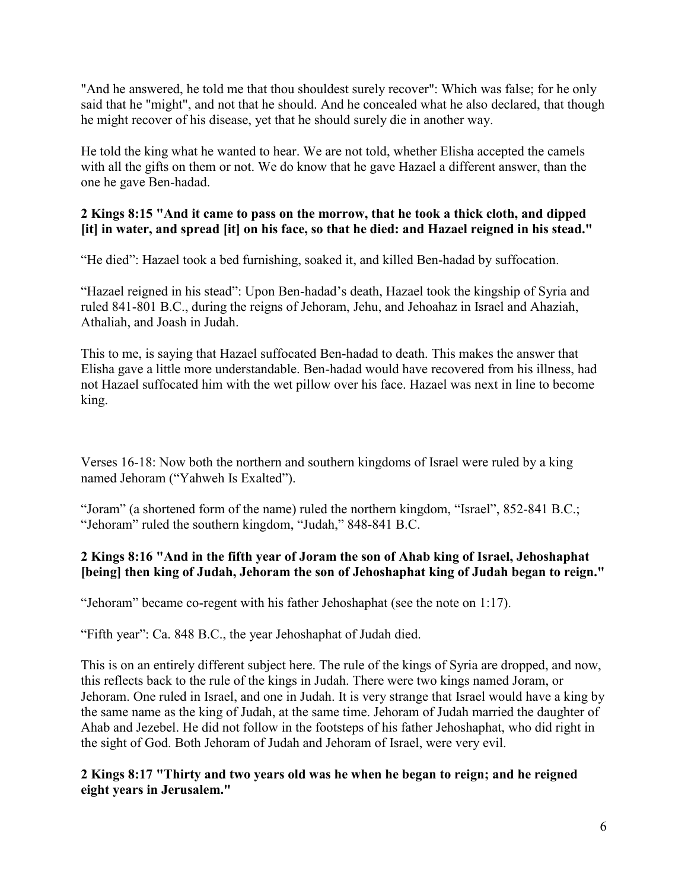"And he answered, he told me that thou shouldest surely recover": Which was false; for he only said that he "might", and not that he should. And he concealed what he also declared, that though he might recover of his disease, yet that he should surely die in another way.

He told the king what he wanted to hear. We are not told, whether Elisha accepted the camels with all the gifts on them or not. We do know that he gave Hazael a different answer, than the one he gave Ben-hadad.

**2 Kings 8:15 "And it came to pass on the morrow, that he took a thick cloth, and dipped [it] in water, and spread [it] on his face, so that he died: and Hazael reigned in his stead."**

"He died": Hazael took a bed furnishing, soaked it, and killed Ben-hadad by suffocation.

"Hazael reigned in his stead": Upon Ben-hadad's death, Hazael took the kingship of Syria and ruled 841-801 B.C., during the reigns of Jehoram, Jehu, and Jehoahaz in Israel and Ahaziah, Athaliah, and Joash in Judah.

This to me, is saying that Hazael suffocated Ben-hadad to death. This makes the answer that Elisha gave a little more understandable. Ben-hadad would have recovered from his illness, had not Hazael suffocated him with the wet pillow over his face. Hazael was next in line to become king.

Verses 16-18: Now both the northern and southern kingdoms of Israel were ruled by a king named Jehoram ("Yahweh Is Exalted").

"Joram" (a shortened form of the name) ruled the northern kingdom, "Israel", 852-841 B.C.; "Jehoram" ruled the southern kingdom, "Judah," 848-841 B.C.

**2 Kings 8:16 "And in the fifth year of Joram the son of Ahab king of Israel, Jehoshaphat [being] then king of Judah, Jehoram the son of Jehoshaphat king of Judah began to reign."**

"Jehoram" became co-regent with his father Jehoshaphat (see the note on 1:17).

"Fifth year": Ca. 848 B.C., the year Jehoshaphat of Judah died.

This is on an entirely different subject here. The rule of the kings of Syria are dropped, and now, this reflects back to the rule of the kings in Judah. There were two kings named Joram, or Jehoram. One ruled in Israel, and one in Judah. It is very strange that Israel would have a king by the same name as the king of Judah, at the same time. Jehoram of Judah married the daughter of Ahab and Jezebel. He did not follow in the footsteps of his father Jehoshaphat, who did right in the sight of God. Both Jehoram of Judah and Jehoram of Israel, were very evil.

**2 Kings 8:17 "Thirty and two years old was he when he began to reign; and he reigned eight years in Jerusalem."**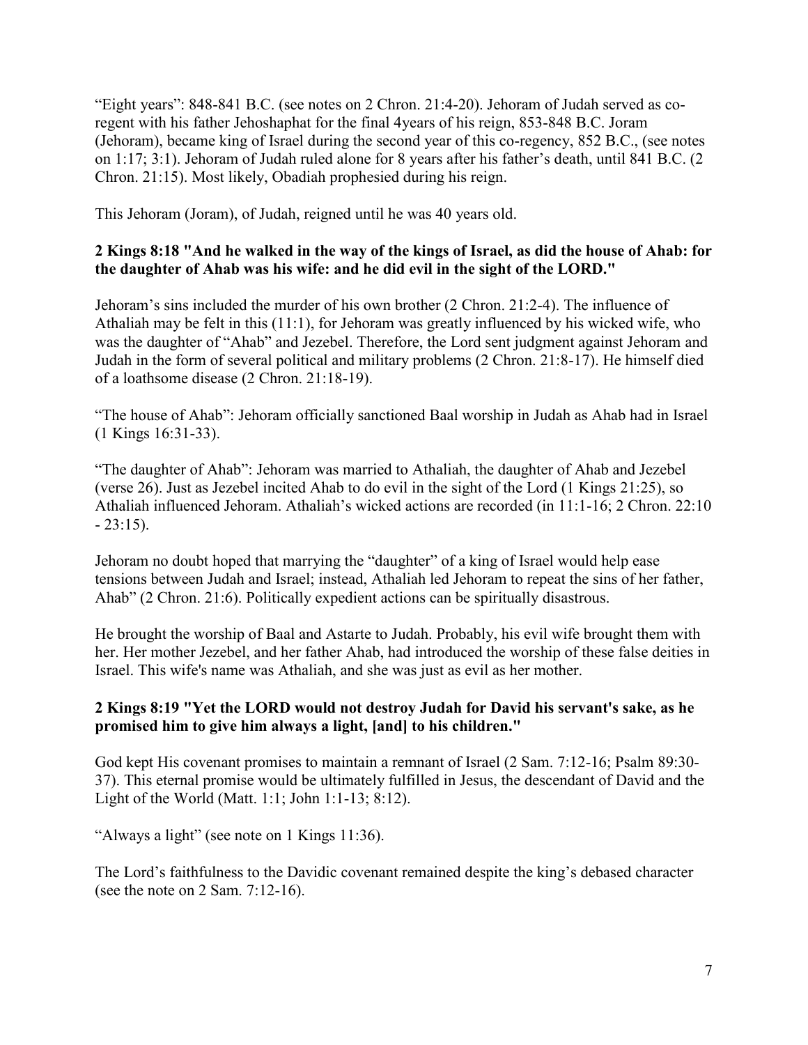"Eight years": 848-841 B.C. (see notes on 2 Chron. 21:4-20). Jehoram of Judah served as co-regent with his father Jehoshaphat for the final 4years of his reign, 853-848 B.C. Joram (Jehoram), became king of Israel during the second year of this co-regency, 852 B.C., (see notes on 1:17; 3:1). Jehoram of Judah ruled alone for 8 years after his father's death, until 841 B.C. (2 Chron. 21:15). Most likely, Obadiah prophesied during his reign.

This Jehoram (Joram), of Judah, reigned until he was 40 years old.

**2 Kings 8:18 "And he walked in the way of the kings of Israel, as did the house of Ahab: for the daughter of Ahab was his wife: and he did evil in the sight of the LORD."**

Jehoram's sins included the murder of his own brother (2 Chron. 21:2-4). The influence of Athaliah may be felt in this (11:1), for Jehoram was greatly influenced by his wicked wife, who was the daughter of "Ahab" and Jezebel. Therefore, the Lord sent judgment against Jehoram and Judah in the form of several political and military problems (2 Chron. 21:8-17). He himself died of a loathsome disease (2 Chron. 21:18-19).

"The house of Ahab": Jehoram officially sanctioned Baal worship in Judah as Ahab had in Israel (1 Kings 16:31-33).

"The daughter of Ahab": Jehoram was married to Athaliah, the daughter of Ahab and Jezebel (verse 26). Just as Jezebel incited Ahab to do evil in the sight of the Lord (1 Kings 21:25), so Athaliah influenced Jehoram. Athaliah's wicked actions are recorded (in 11:1-16; 2 Chron. 22:10 - 23:15).

Jehoram no doubt hoped that marrying the "daughter" of a king of Israel would help ease tensions between Judah and Israel; instead, Athaliah led Jehoram to repeat the sins of her father, Ahab" (2 Chron. 21:6). Politically expedient actions can be spiritually disastrous.

He brought the worship of Baal and Astarte to Judah. Probably, his evil wife brought them with her. Her mother Jezebel, and her father Ahab, had introduced the worship of these false deities in Israel. This wife's name was Athaliah, and she was just as evil as her mother.

**2 Kings 8:19 "Yet the LORD would not destroy Judah for David his servant's sake, as he promised him to give him always a light, [and] to his children."**

God kept His covenant promises to maintain a remnant of Israel (2 Sam. 7:12-16; Psalm 89:30-37). This eternal promise would be ultimately fulfilled in Jesus, the descendant of David and the Light of the World (Matt. 1:1; John 1:1-13; 8:12).

"Always a light" (see note on 1 Kings 11:36).

The Lord's faithfulness to the Davidic covenant remained despite the king's debased character (see the note on 2 Sam. 7:12-16).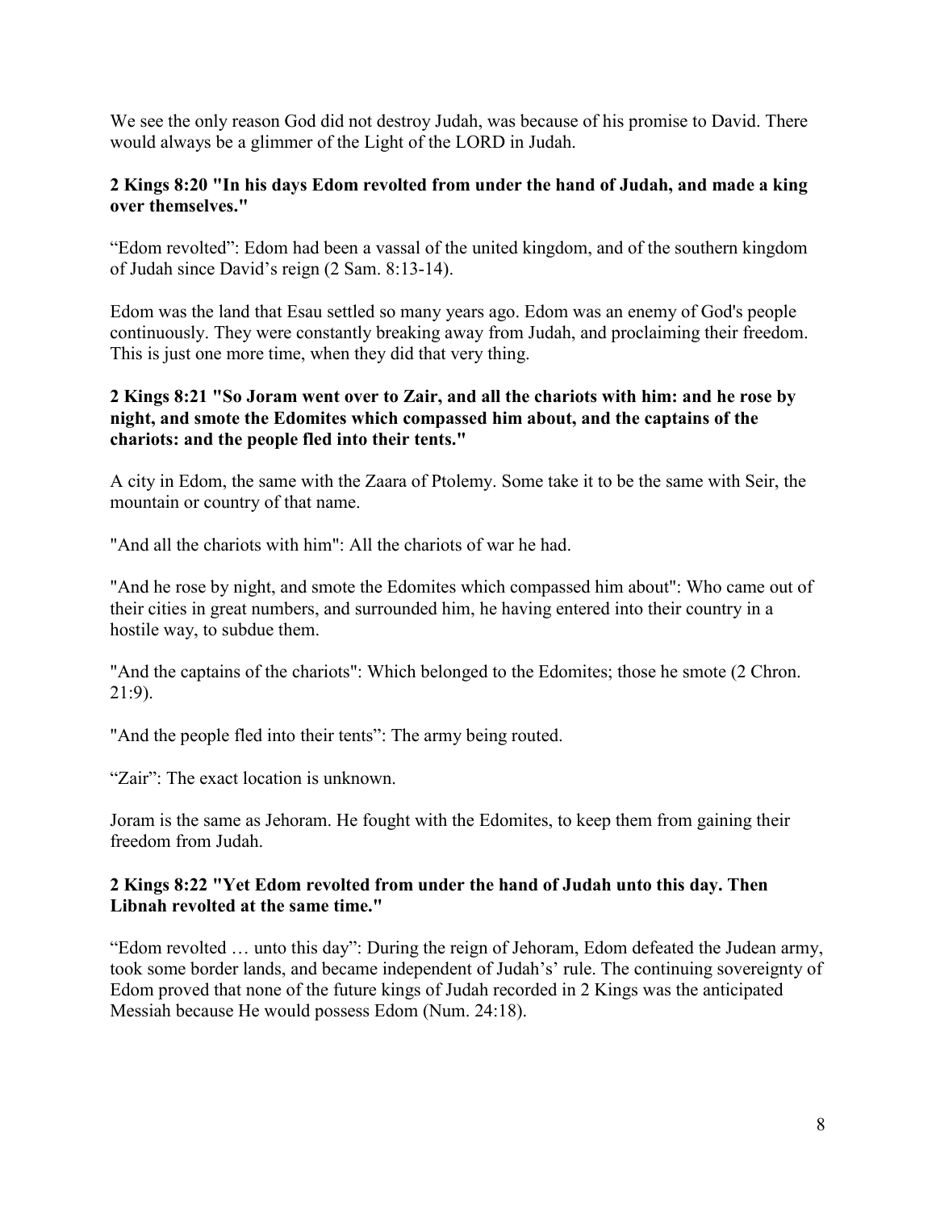We see the only reason God did not destroy Judah, was because of his promise to David. There would always be a glimmer of the Light of the LORD in Judah.

**2 Kings 8:20 "In his days Edom revolted from under the hand of Judah, and made a king over themselves."**

“Edom revolted”: Edom had been a vassal of the united kingdom, and of the southern kingdom of Judah since David’s reign (2 Sam. 8:13-14).

Edom was the land that Esau settled so many years ago. Edom was an enemy of God's people continuously. They were constantly breaking away from Judah, and proclaiming their freedom. This is just one more time, when they did that very thing.

**2 Kings 8:21 "So Joram went over to Zair, and all the chariots with him: and he rose by night, and smote the Edomites which compassed him about, and the captains of the chariots: and the people fled into their tents."**

A city in Edom, the same with the Zaara of Ptolemy. Some take it to be the same with Seir, the mountain or country of that name.

"And all the chariots with him": All the chariots of war he had.

"And he rose by night, and smote the Edomites which compassed him about": Who came out of their cities in great numbers, and surrounded him, he having entered into their country in a hostile way, to subdue them.

"And the captains of the chariots": Which belonged to the Edomites; those he smote (2 Chron. 21:9).

"And the people fled into their tents”: The army being routed.

“Zair”: The exact location is unknown.

Joram is the same as Jehoram. He fought with the Edomites, to keep them from gaining their freedom from Judah.

**2 Kings 8:22 "Yet Edom revolted from under the hand of Judah unto this day. Then Libnah revolted at the same time."**

“Edom revolted … unto this day”: During the reign of Jehoram, Edom defeated the Judean army, took some border lands, and became independent of Judah’s’ rule. The continuing sovereignty of Edom proved that none of the future kings of Judah recorded in 2 Kings was the anticipated Messiah because He would possess Edom (Num. 24:18).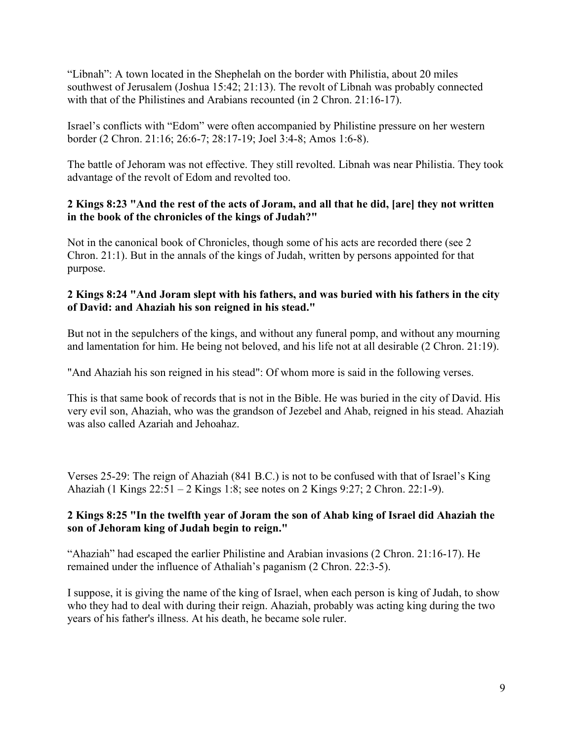"Libnah": A town located in the Shephelah on the border with Philistia, about 20 miles southwest of Jerusalem (Joshua 15:42; 21:13). The revolt of Libnah was probably connected with that of the Philistines and Arabians recounted (in 2 Chron. 21:16-17).

Israel's conflicts with "Edom" were often accompanied by Philistine pressure on her western border (2 Chron. 21:16; 26:6-7; 28:17-19; Joel 3:4-8; Amos 1:6-8).

The battle of Jehoram was not effective. They still revolted. Libnah was near Philistia. They took advantage of the revolt of Edom and revolted too.

**2 Kings 8:23 "And the rest of the acts of Joram, and all that he did, [are] they not written in the book of the chronicles of the kings of Judah?"**

Not in the canonical book of Chronicles, though some of his acts are recorded there (see 2 Chron. 21:1). But in the annals of the kings of Judah, written by persons appointed for that purpose.

**2 Kings 8:24 "And Joram slept with his fathers, and was buried with his fathers in the city of David: and Ahaziah his son reigned in his stead."**

But not in the sepulchers of the kings, and without any funeral pomp, and without any mourning and lamentation for him. He being not beloved, and his life not at all desirable (2 Chron. 21:19).

"And Ahaziah his son reigned in his stead": Of whom more is said in the following verses.

This is that same book of records that is not in the Bible. He was buried in the city of David. His very evil son, Ahaziah, who was the grandson of Jezebel and Ahab, reigned in his stead. Ahaziah was also called Azariah and Jehoahaz.

Verses 25-29: The reign of Ahaziah (841 B.C.) is not to be confused with that of Israel's King Ahaziah (1 Kings 22:51 – 2 Kings 1:8; see notes on 2 Kings 9:27; 2 Chron. 22:1-9).

**2 Kings 8:25 "In the twelfth year of Joram the son of Ahab king of Israel did Ahaziah the son of Jehoram king of Judah begin to reign."**

"Ahaziah" had escaped the earlier Philistine and Arabian invasions (2 Chron. 21:16-17). He remained under the influence of Athaliah's paganism (2 Chron. 22:3-5).

I suppose, it is giving the name of the king of Israel, when each person is king of Judah, to show who they had to deal with during their reign. Ahaziah, probably was acting king during the two years of his father's illness. At his death, he became sole ruler.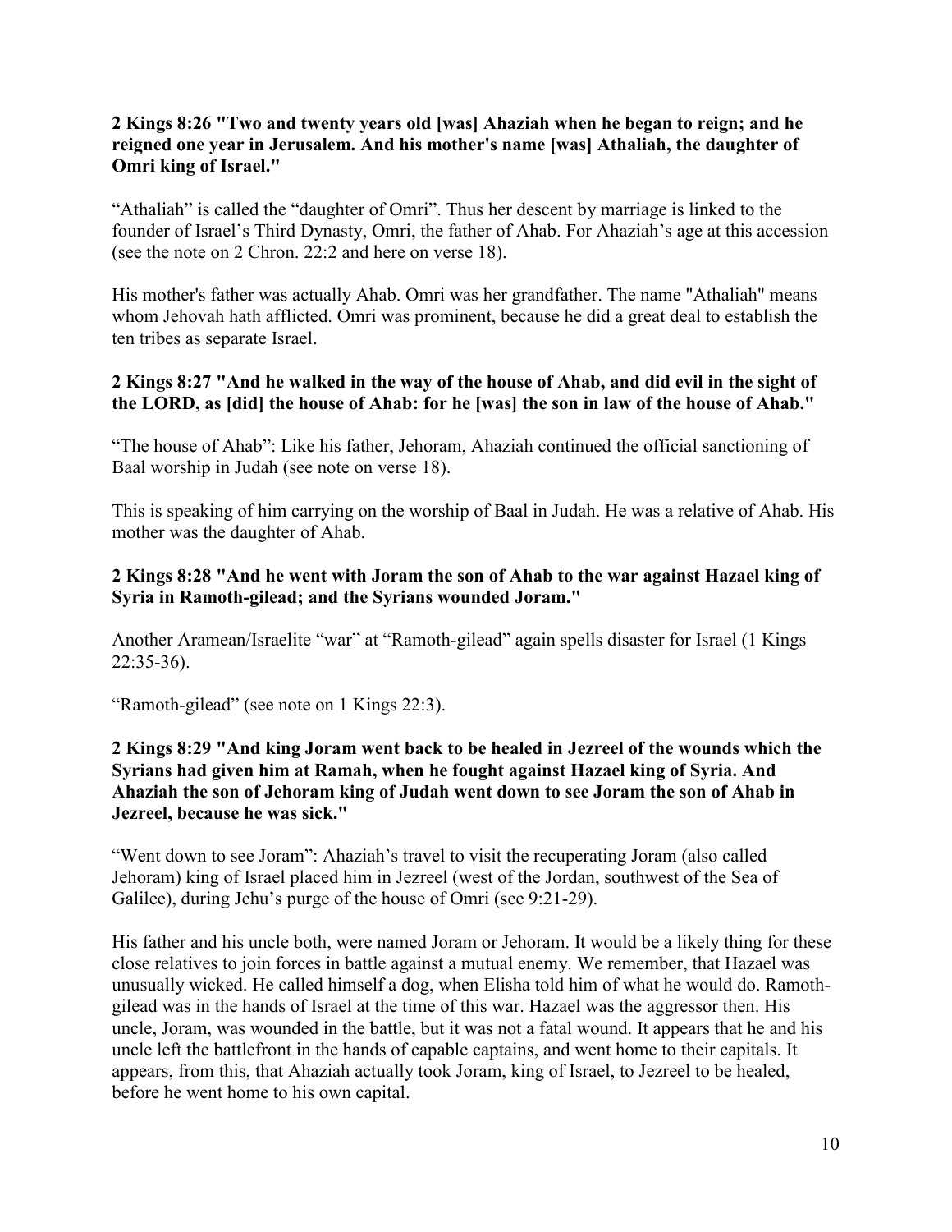**2 Kings 8:26 "Two and twenty years old [was] Ahaziah when he began to reign; and he reigned one year in Jerusalem. And his mother's name [was] Athaliah, the daughter of Omri king of Israel."**

"Athaliah" is called the "daughter of Omri". Thus her descent by marriage is linked to the founder of Israel's Third Dynasty, Omri, the father of Ahab. For Ahaziah's age at this accession (see the note on 2 Chron. 22:2 and here on verse 18).

His mother's father was actually Ahab. Omri was her grandfather. The name "Athaliah" means whom Jehovah hath afflicted. Omri was prominent, because he did a great deal to establish the ten tribes as separate Israel.

**2 Kings 8:27 "And he walked in the way of the house of Ahab, and did evil in the sight of the LORD, as [did] the house of Ahab: for he [was] the son in law of the house of Ahab."**

"The house of Ahab": Like his father, Jehoram, Ahaziah continued the official sanctioning of Baal worship in Judah (see note on verse 18).

This is speaking of him carrying on the worship of Baal in Judah. He was a relative of Ahab. His mother was the daughter of Ahab.

**2 Kings 8:28 "And he went with Joram the son of Ahab to the war against Hazael king of Syria in Ramoth-gilead; and the Syrians wounded Joram."**

Another Aramean/Israelite "war" at "Ramoth-gilead" again spells disaster for Israel (1 Kings 22:35-36).

"Ramoth-gilead" (see note on 1 Kings 22:3).

**2 Kings 8:29 "And king Joram went back to be healed in Jezreel of the wounds which the Syrians had given him at Ramah, when he fought against Hazael king of Syria. And Ahaziah the son of Jehoram king of Judah went down to see Joram the son of Ahab in Jezreel, because he was sick."**

"Went down to see Joram": Ahaziah's travel to visit the recuperating Joram (also called Jehoram) king of Israel placed him in Jezreel (west of the Jordan, southwest of the Sea of Galilee), during Jehu's purge of the house of Omri (see 9:21-29).

His father and his uncle both, were named Joram or Jehoram. It would be a likely thing for these close relatives to join forces in battle against a mutual enemy. We remember, that Hazael was unusually wicked. He called himself a dog, when Elisha told him of what he would do. Ramoth-gilead was in the hands of Israel at the time of this war. Hazael was the aggressor then. His uncle, Joram, was wounded in the battle, but it was not a fatal wound. It appears that he and his uncle left the battlefront in the hands of capable captains, and went home to their capitals. It appears, from this, that Ahaziah actually took Joram, king of Israel, to Jezreel to be healed, before he went home to his own capital.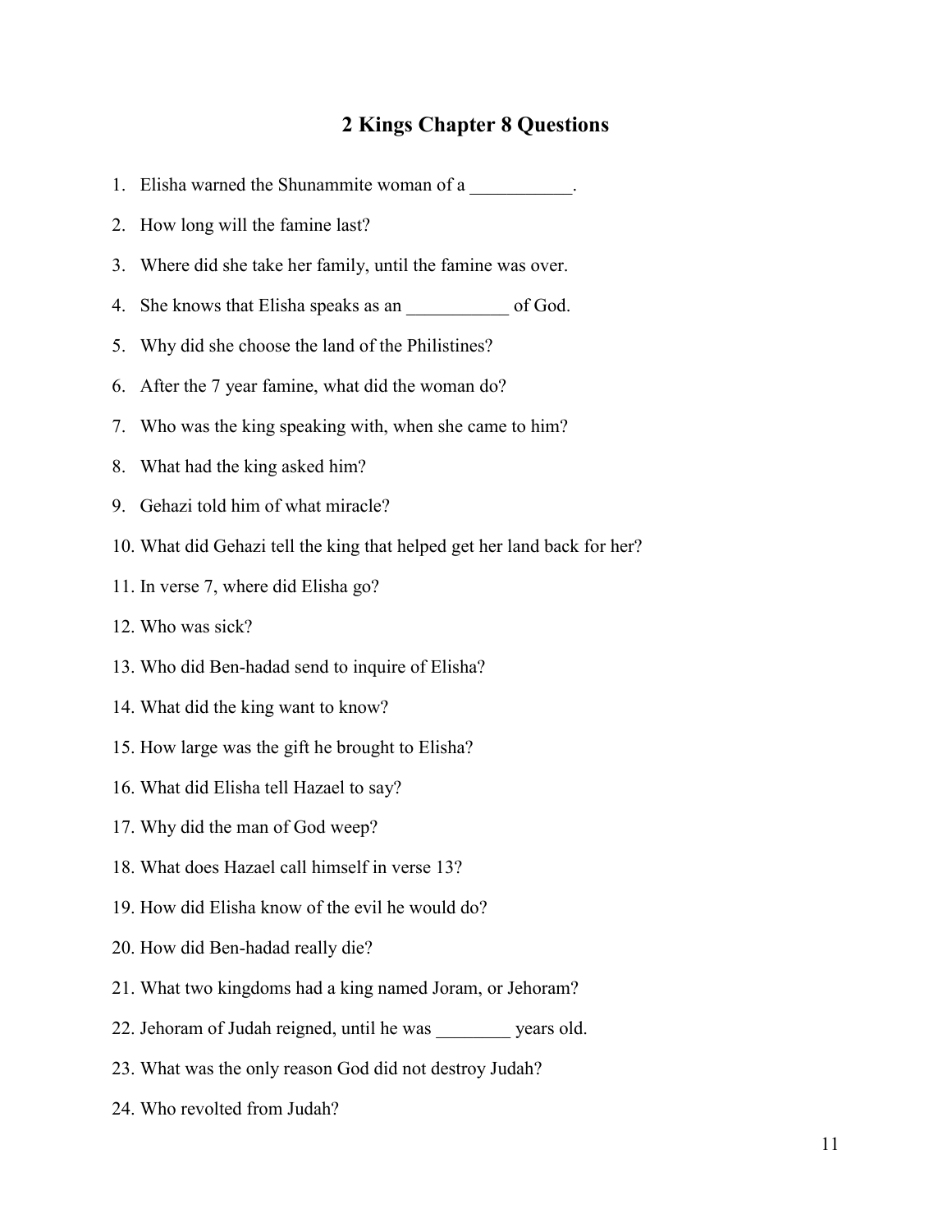# 2 Kings Chapter 8 Questions

1. Elisha warned the Shunammite woman of a ___________.
2. How long will the famine last?
3. Where did she take her family, until the famine was over.
4. She knows that Elisha speaks as an ___________ of God.
5. Why did she choose the land of the Philistines?
6. After the 7 year famine, what did the woman do?
7. Who was the king speaking with, when she came to him?
8. What had the king asked him?
9. Gehazi told him of what miracle?
10. What did Gehazi tell the king that helped get her land back for her?
11. In verse 7, where did Elisha go?
12. Who was sick?
13. Who did Ben-hadad send to inquire of Elisha?
14. What did the king want to know?
15. How large was the gift he brought to Elisha?
16. What did Elisha tell Hazael to say?
17. Why did the man of God weep?
18. What does Hazael call himself in verse 13?
19. How did Elisha know of the evil he would do?
20. How did Ben-hadad really die?
21. What two kingdoms had a king named Joram, or Jehoram?
22. Jehoram of Judah reigned, until he was ________ years old.
23. What was the only reason God did not destroy Judah?
24. Who revolted from Judah?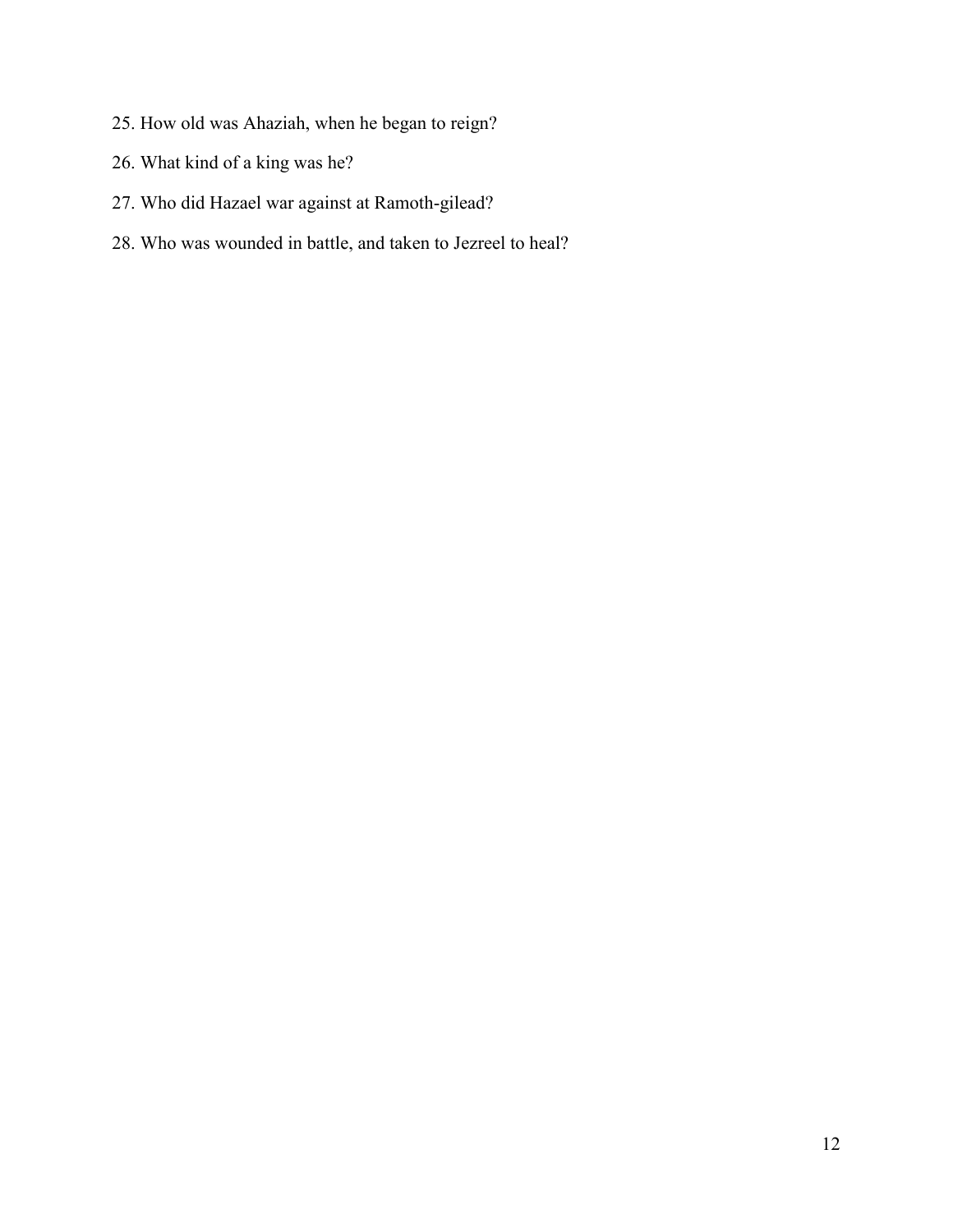25. How old was Ahaziah, when he began to reign?
26. What kind of a king was he?
27. Who did Hazael war against at Ramoth-gilead?
28. Who was wounded in battle, and taken to Jezreel to heal?